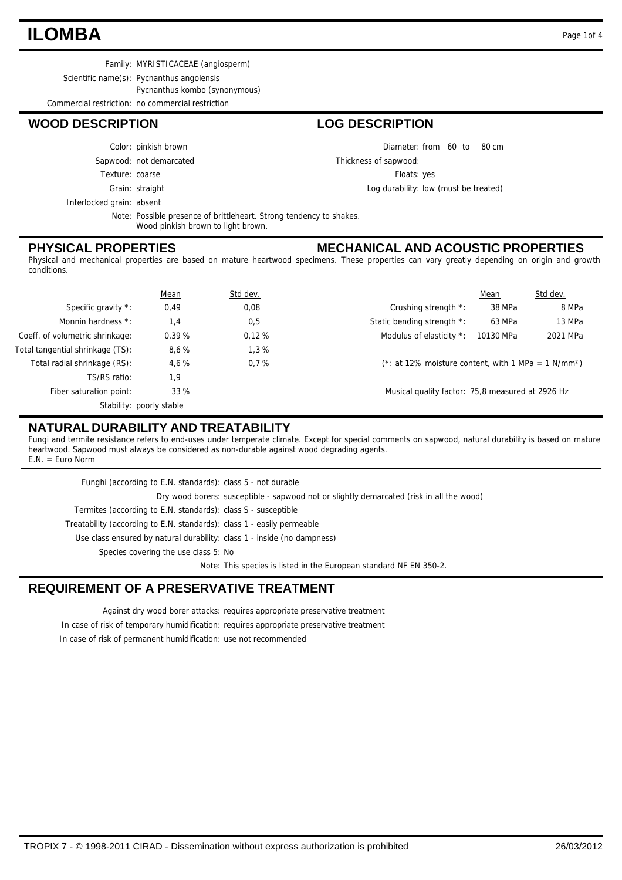# ILOMBA

Family: MYRISTICACEAE (angiosperm)

Scientific name(s): Pycnanthus angolensis
Pycnanthus kombo (synonymous)

Commercial restriction: no commercial restriction

## WOOD DESCRIPTION

Color: pinkish brown

Sapwood: not demarcated

Texture: coarse

Grain: straight

Interlocked grain: absent

Note: Possible presence of brittleheart. Strong tendency to shakes. Wood pinkish brown to light brown.

## LOG DESCRIPTION

Diameter: from 60 to 80 cm

Thickness of sapwood:

Floats: yes

Log durability: low (must be treated)

## PHYSICAL PROPERTIES

## MECHANICAL AND ACOUSTIC PROPERTIES

Physical and mechanical properties are based on mature heartwood specimens. These properties can vary greatly depending on origin and growth conditions.

| | Mean | Std dev. |
|---|---|---|
| Specific gravity *: | 0,49 | 0,08 |
| Monnin hardness *: | 1,4 | 0,5 |
| Coeff. of volumetric shrinkage: | 0,39 % | 0,12 % |
| Total tangential shrinkage (TS): | 8,6 % | 1,3 % |
| Total radial shrinkage (RS): | 4,6 % | 0,7 % |
| TS/RS ratio: | 1,9 | |
| Fiber saturation point: | 33 % | |
| Stability: | poorly stable | |

| | Mean | Std dev. |
|---|---|---|
| Crushing strength *: | 38 MPa | 8 MPa |
| Static bending strength *: | 63 MPa | 13 MPa |
| Modulus of elasticity *: | 10130 MPa | 2021 MPa |

(*: at 12% moisture content, with 1 MPa = 1 N/mm²)

Musical quality factor: 75,8 measured at 2926 Hz

## NATURAL DURABILITY AND TREATABILITY

Fungi and termite resistance refers to end-uses under temperate climate. Except for special comments on sapwood, natural durability is based on mature heartwood. Sapwood must always be considered as non-durable against wood degrading agents.
E.N. = Euro Norm

Funghi (according to E.N. standards): class 5 - not durable

Dry wood borers: susceptible - sapwood not or slightly demarcated (risk in all the wood)

Termites (according to E.N. standards): class S - susceptible

Treatability (according to E.N. standards): class 1 - easily permeable

Use class ensured by natural durability: class 1 - inside (no dampness)

Species covering the use class 5: No

Note: This species is listed in the European standard NF EN 350-2.

## REQUIREMENT OF A PRESERVATIVE TREATMENT

Against dry wood borer attacks: requires appropriate preservative treatment

In case of risk of temporary humidification: requires appropriate preservative treatment

In case of risk of permanent humidification: use not recommended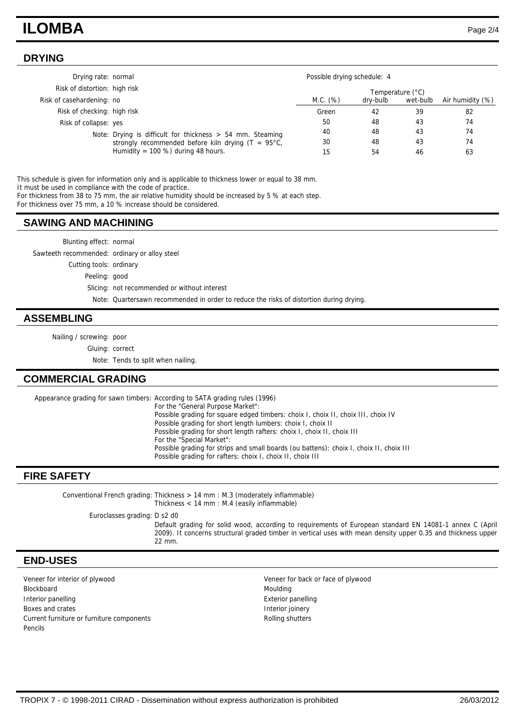# ILOMBA

## DRYING

Drying rate: normal
Risk of distortion: high risk
Risk of casehardening: no
Risk of checking: high risk
Risk of collapse: yes
Note: Drying is difficult for thickness > 54 mm. Steaming strongly recommended before kiln drying (T = 95°C, Humidity = 100 %) during 48 hours.

Possible drying schedule: 4

| M.C. (%) | Temperature (°C) dry-bulb | Temperature (°C) wet-bulb | Air humidity (%) |
|---|---|---|---|
| Green | 42 | 39 | 82 |
| 50 | 48 | 43 | 74 |
| 40 | 48 | 43 | 74 |
| 30 | 48 | 43 | 74 |
| 15 | 54 | 46 | 63 |

This schedule is given for information only and is applicable to thickness lower or equal to 38 mm.
It must be used in compliance with the code of practice.
For thickness from 38 to 75 mm, the air relative humidity should be increased by 5 % at each step.
For thickness over 75 mm, a 10 % increase should be considered.

## SAWING AND MACHINING

Blunting effect: normal
Sawteeth recommended: ordinary or alloy steel
Cutting tools: ordinary
Peeling: good
Slicing: not recommended or without interest
Note: Quartersawn recommended in order to reduce the risks of distortion during drying.

## ASSEMBLING

Nailing / screwing: poor
Gluing: correct
Note: Tends to split when nailing.

## COMMERCIAL GRADING

Appearance grading for sawn timbers: According to SATA grading rules (1996)
For the "General Purpose Market":
Possible grading for square edged timbers: choix I, choix II, choix III, choix IV
Possible grading for short length lumbers: choix I, choix II
Possible grading for short length rafters: choix I, choix II, choix III
For the "Special Market":
Possible grading for strips and small boards (ou battens): choix I, choix II, choix III
Possible grading for rafters: choix I, choix II, choix III

## FIRE SAFETY

Conventional French grading: Thickness > 14 mm : M.3 (moderately inflammable)
Thickness < 14 mm : M.4 (easily inflammable)

Euroclasses grading: D s2 d0
Default grading for solid wood, according to requirements of European standard EN 14081-1 annex C (April 2009). It concerns structural graded timber in vertical uses with mean density upper 0.35 and thickness upper 22 mm.

## END-USES

- Veneer for interior of plywood
- Veneer for back or face of plywood
- Blockboard
- Moulding
- Interior panelling
- Exterior panelling
- Boxes and crates
- Interior joinery
- Current furniture or furniture components
- Rolling shutters
- Pencils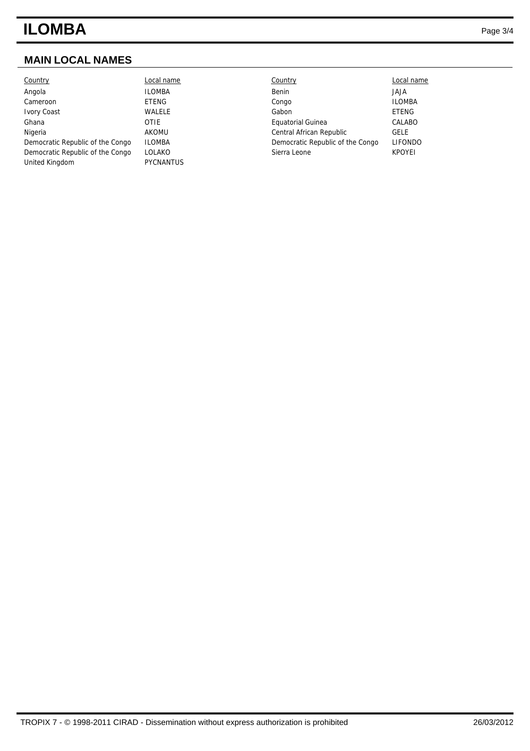## MAIN LOCAL NAMES

| Country | Local name | Country | Local name |
|---|---|---|---|
| Angola | ILOMBA | Benin | JAJA |
| Cameroon | ETENG | Congo | ILOMBA |
| Ivory Coast | WALELE | Gabon | ETENG |
| Ghana | OTIE | Equatorial Guinea | CALABO |
| Nigeria | AKOMU | Central African Republic | GELE |
| Democratic Republic of the Congo | ILOMBA | Democratic Republic of the Congo | LIFONDO |
| Democratic Republic of the Congo | LOLAKO | Sierra Leone | KPOYEI |
| United Kingdom | PYCNANTUS | | |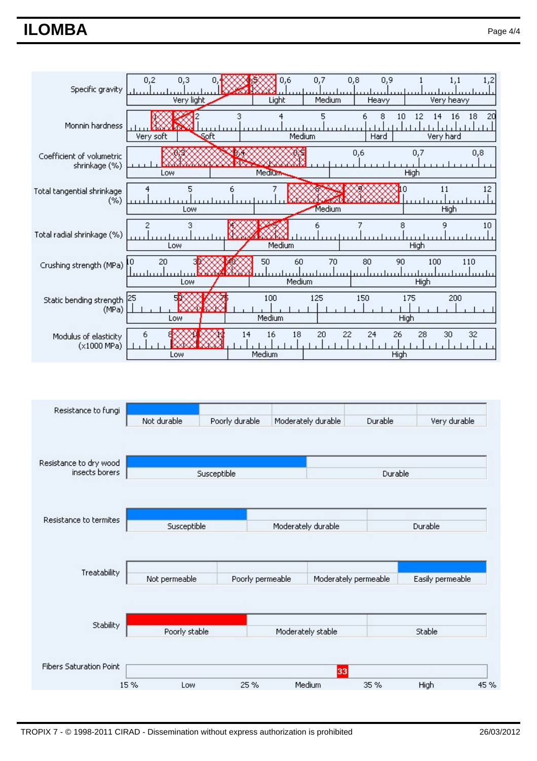# ILOMBA

Specific gravity
0,2 0,3 0,4 0,5 0,6 0,7 0,8 0,9 1 1,1 1,2
Very light | Light | Medium | Heavy | Very heavy

Monnin hardness
1 2 3 4 5 6 8 10 12 14 16 18 20
Very soft | Soft | Medium | Hard | Very hard

Coefficient of volumetric shrinkage (%)
0,3 0,4 0,5 0,6 0,7 0,8
Low | Medium | High

Total tangential shrinkage (%)
4 5 6 7 8 9 10 11 12
Low | Medium | High

Total radial shrinkage (%)
2 3 4 5 6 7 8 9 10
Low | Medium | High

Crushing strength (MPa)
10 20 30 40 50 60 70 80 90 100 110
Low | Medium | High

Static bending strength (MPa)
25 50 75 100 125 150 175 200
Low | Medium | High

Modulus of elasticity (x1000 MPa)
6 8 10 12 14 16 18 20 22 24 26 28 30 32
Low | Medium | High

Resistance to fungi
Not durable | Poorly durable | Moderately durable | Durable | Very durable

Resistance to dry wood insects borers
Susceptible | Durable

Resistance to termites
Susceptible | Moderately durable | Durable

Treatability
Not permeable | Poorly permeable | Moderately permeable | Easily permeable

Stability
Poorly stable | Moderately stable | Stable

Fibers Saturation Point
33
15 % Low 25 % Medium 35 % High 45 %

TROPIX 7 - © 1998-2011 CIRAD - Dissemination without express authorization is prohibited 26/03/2012